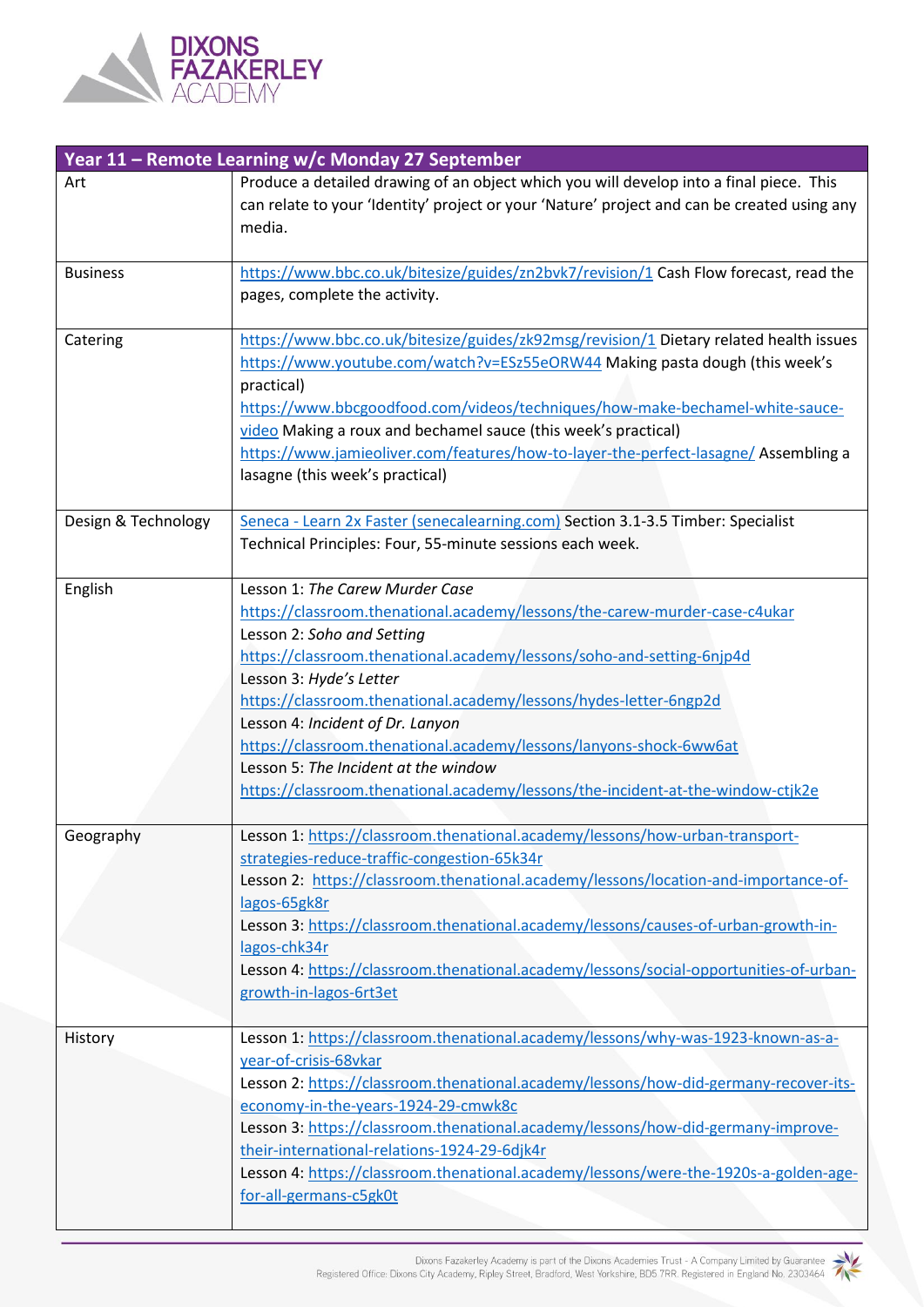| Year 11 – Remote Learning w/c Monday 27 September | |
|---|---|
| Art | Produce a detailed drawing of an object which you will develop into a final piece. This can relate to your 'Identity' project or your 'Nature' project and can be created using any media. |
| Business | https://www.bbc.co.uk/bitesize/guides/zn2bvk7/revision/1 Cash Flow forecast, read the pages, complete the activity. |
| Catering | https://www.bbc.co.uk/bitesize/guides/zk92msg/revision/1 Dietary related health issues<br>https://www.youtube.com/watch?v=ESz55eORW44 Making pasta dough (this week's practical)<br>https://www.bbcgoodfood.com/videos/techniques/how-make-bechamel-white-sauce-video Making a roux and bechamel sauce (this week's practical)<br>https://www.jamieoliver.com/features/how-to-layer-the-perfect-lasagne/ Assembling a lasagne (this week's practical) |
| Design & Technology | Seneca - Learn 2x Faster (senecalearning.com) Section 3.1-3.5 Timber: Specialist Technical Principles: Four, 55-minute sessions each week. |
| English | Lesson 1: *The Carew Murder Case*<br>https://classroom.thenational.academy/lessons/the-carew-murder-case-c4ukar<br>Lesson 2: *Soho and Setting*<br>https://classroom.thenational.academy/lessons/soho-and-setting-6njp4d<br>Lesson 3: *Hyde's Letter*<br>https://classroom.thenational.academy/lessons/hydes-letter-6ngp2d<br>Lesson 4: *Incident of Dr. Lanyon*<br>https://classroom.thenational.academy/lessons/lanyons-shock-6ww6at<br>Lesson 5: *The Incident at the window*<br>https://classroom.thenational.academy/lessons/the-incident-at-the-window-ctjk2e |
| Geography | Lesson 1: https://classroom.thenational.academy/lessons/how-urban-transport-strategies-reduce-traffic-congestion-65k34r<br>Lesson 2: https://classroom.thenational.academy/lessons/location-and-importance-of-lagos-65gk8r<br>Lesson 3: https://classroom.thenational.academy/lessons/causes-of-urban-growth-in-lagos-chk34r<br>Lesson 4: https://classroom.thenational.academy/lessons/social-opportunities-of-urban-growth-in-lagos-6rt3et |
| History | Lesson 1: https://classroom.thenational.academy/lessons/why-was-1923-known-as-a-year-of-crisis-68vkar<br>Lesson 2: https://classroom.thenational.academy/lessons/how-did-germany-recover-its-economy-in-the-years-1924-29-cmwk8c<br>Lesson 3: https://classroom.thenational.academy/lessons/how-did-germany-improve-their-international-relations-1924-29-6djk4r<br>Lesson 4: https://classroom.thenational.academy/lessons/were-the-1920s-a-golden-age-for-all-germans-c5gk0t |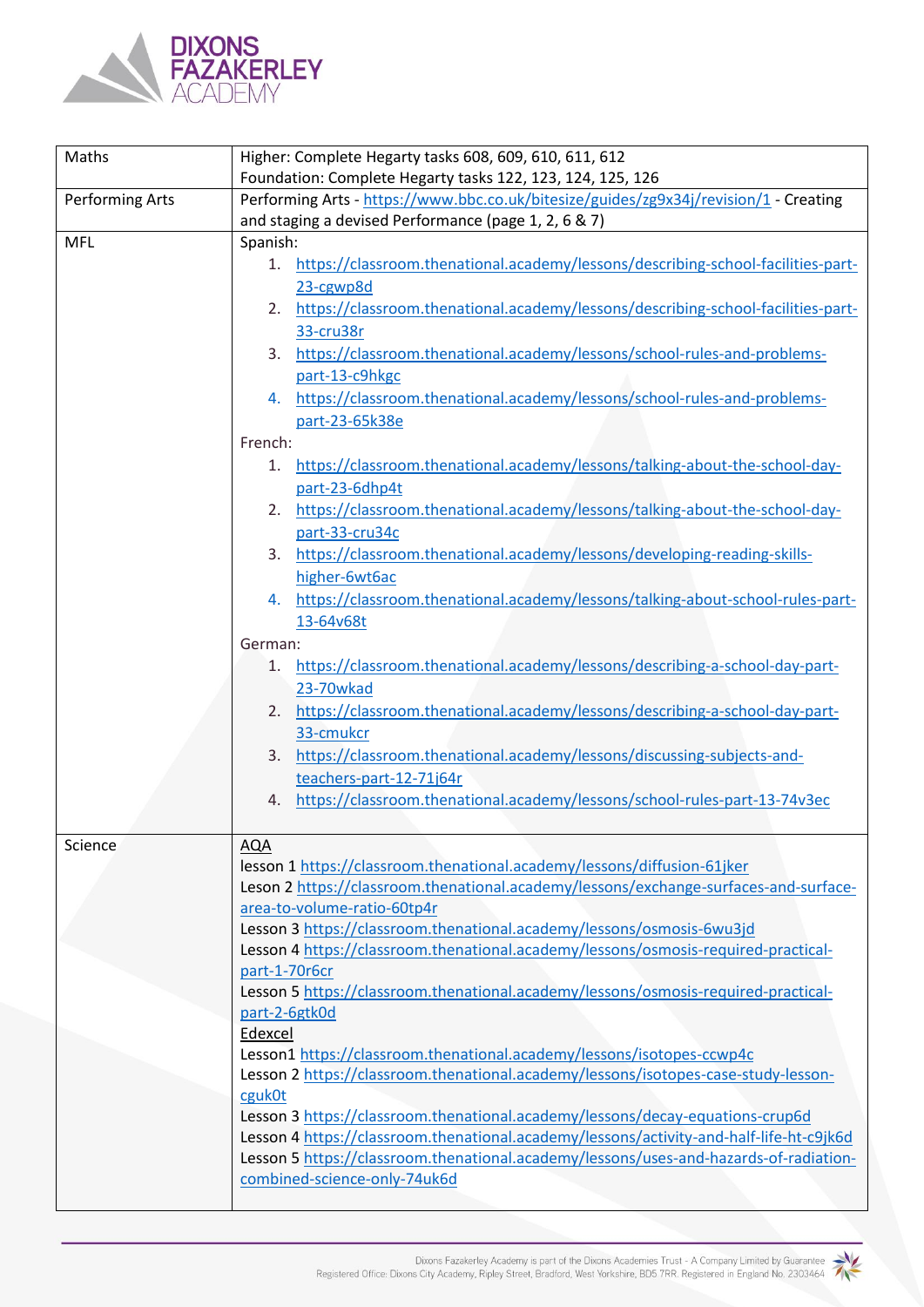| | |
|---|---|
| Maths | Higher: Complete Hegarty tasks 608, 609, 610, 611, 612<br>Foundation: Complete Hegarty tasks 122, 123, 124, 125, 126 |
| Performing Arts | Performing Arts - https://www.bbc.co.uk/bitesize/guides/zg9x34j/revision/1 - Creating and staging a devised Performance (page 1, 2, 6 & 7) |
| MFL | Spanish:<br>1. https://classroom.thenational.academy/lessons/describing-school-facilities-part-23-cgwp8d<br>2. https://classroom.thenational.academy/lessons/describing-school-facilities-part-33-cru38r<br>3. https://classroom.thenational.academy/lessons/school-rules-and-problems-part-13-c9hkgc<br>4. https://classroom.thenational.academy/lessons/school-rules-and-problems-part-23-65k38e<br>French:<br>1. https://classroom.thenational.academy/lessons/talking-about-the-school-day-part-23-6dhp4t<br>2. https://classroom.thenational.academy/lessons/talking-about-the-school-day-part-33-cru34c<br>3. https://classroom.thenational.academy/lessons/developing-reading-skills-higher-6wt6ac<br>4. https://classroom.thenational.academy/lessons/talking-about-school-rules-part-13-64v68t<br>German:<br>1. https://classroom.thenational.academy/lessons/describing-a-school-day-part-23-70wkad<br>2. https://classroom.thenational.academy/lessons/describing-a-school-day-part-33-cmukcr<br>3. https://classroom.thenational.academy/lessons/discussing-subjects-and-teachers-part-12-71j64r<br>4. https://classroom.thenational.academy/lessons/school-rules-part-13-74v3ec |
| Science | AQA<br>lesson 1 https://classroom.thenational.academy/lessons/diffusion-61jker<br>Leson 2 https://classroom.thenational.academy/lessons/exchange-surfaces-and-surface-area-to-volume-ratio-60tp4r<br>Lesson 3 https://classroom.thenational.academy/lessons/osmosis-6wu3jd<br>Lesson 4 https://classroom.thenational.academy/lessons/osmosis-required-practical-part-1-70r6cr<br>Lesson 5 https://classroom.thenational.academy/lessons/osmosis-required-practical-part-2-6gtk0d<br>Edexcel<br>Lesson1 https://classroom.thenational.academy/lessons/isotopes-ccwp4c<br>Lesson 2 https://classroom.thenational.academy/lessons/isotopes-case-study-lesson-cguk0t<br>Lesson 3 https://classroom.thenational.academy/lessons/decay-equations-crup6d<br>Lesson 4 https://classroom.thenational.academy/lessons/activity-and-half-life-ht-c9jk6d<br>Lesson 5 https://classroom.thenational.academy/lessons/uses-and-hazards-of-radiation-combined-science-only-74uk6d |